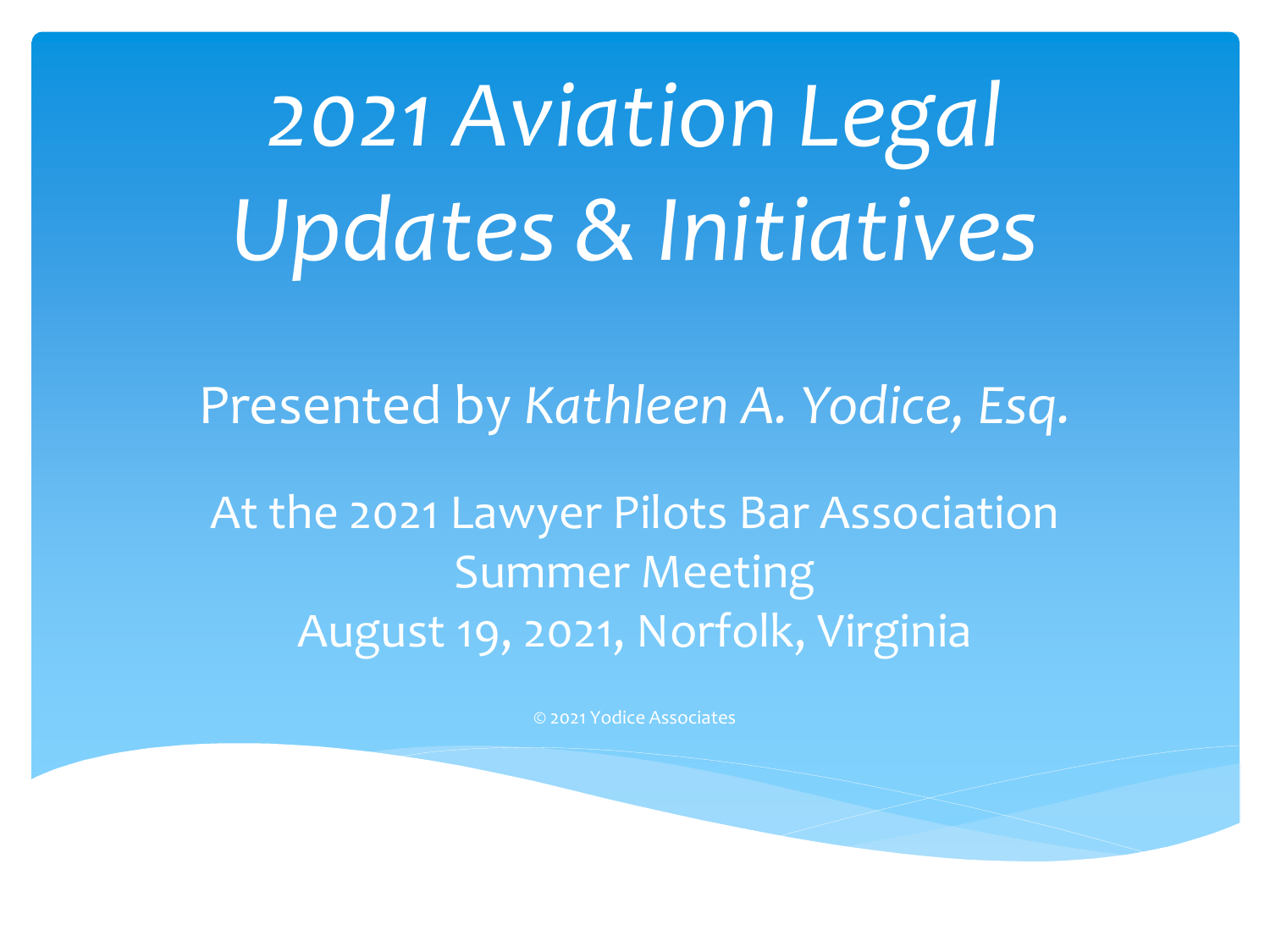# *2021 Aviation Legal Updates & Initiatives*

Presented by *Kathleen A. Yodice, Esq.*

At the 2021 Lawyer Pilots Bar Association Summer Meeting
August 19, 2021, Norfolk, Virginia

© 2021 Yodice Associates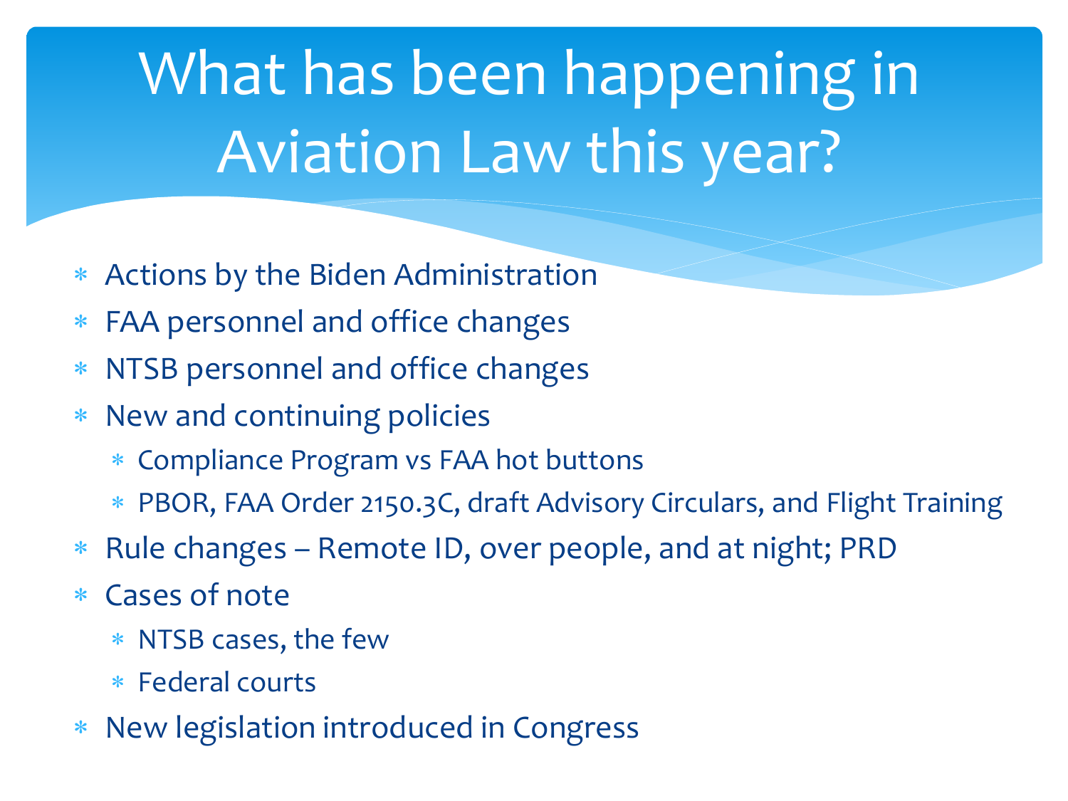# What has been happening in Aviation Law this year?

- Actions by the Biden Administration
- FAA personnel and office changes
- NTSB personnel and office changes
- New and continuing policies
  - Compliance Program vs FAA hot buttons
  - PBOR, FAA Order 2150.3C, draft Advisory Circulars, and Flight Training
- Rule changes – Remote ID, over people, and at night; PRD
- Cases of note
  - NTSB cases, the few
  - Federal courts
- New legislation introduced in Congress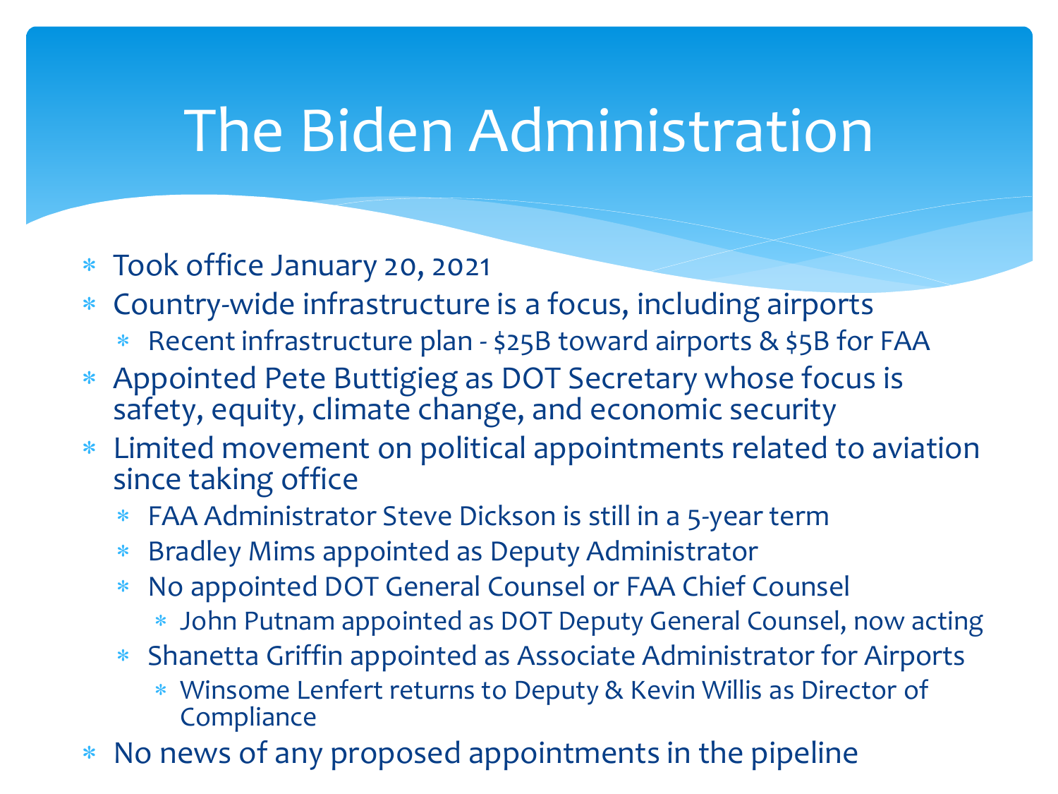# The Biden Administration

- Took office January 20, 2021
- Country-wide infrastructure is a focus, including airports
  - Recent infrastructure plan - $25B toward airports & $5B for FAA
- Appointed Pete Buttigieg as DOT Secretary whose focus is safety, equity, climate change, and economic security
- Limited movement on political appointments related to aviation since taking office
  - FAA Administrator Steve Dickson is still in a 5-year term
  - Bradley Mims appointed as Deputy Administrator
  - No appointed DOT General Counsel or FAA Chief Counsel
    - John Putnam appointed as DOT Deputy General Counsel, now acting
  - Shanetta Griffin appointed as Associate Administrator for Airports
    - Winsome Lenfert returns to Deputy & Kevin Willis as Director of Compliance
- No news of any proposed appointments in the pipeline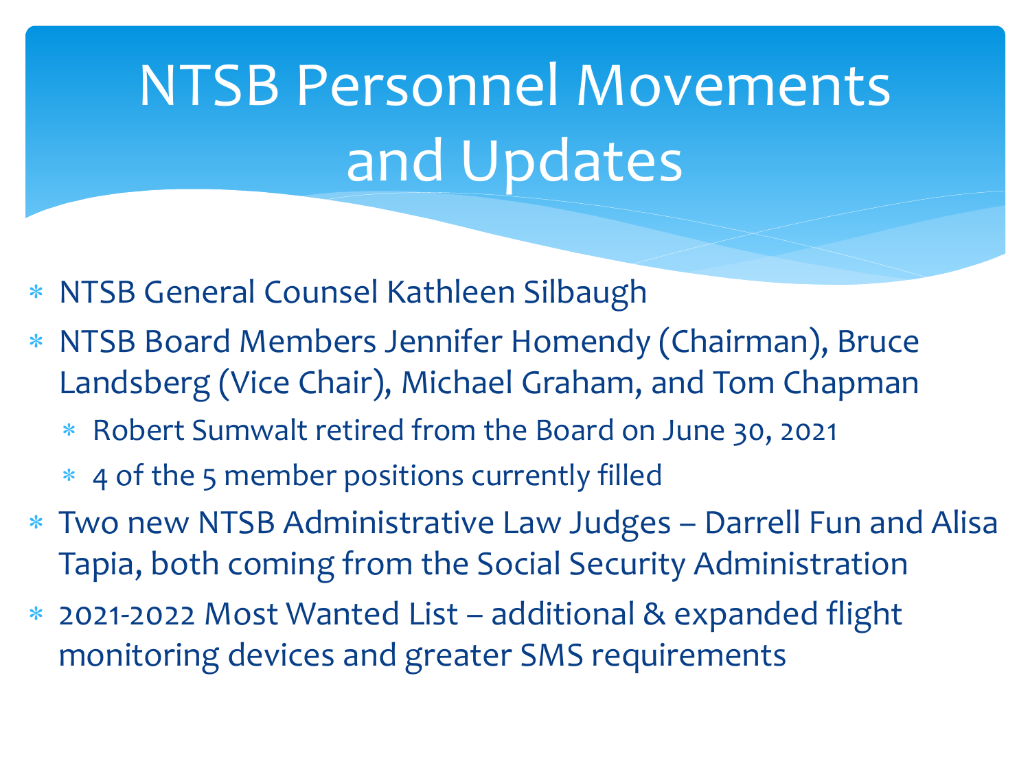# NTSB Personnel Movements and Updates

- NTSB General Counsel Kathleen Silbaugh
- NTSB Board Members Jennifer Homendy (Chairman), Bruce Landsberg (Vice Chair), Michael Graham, and Tom Chapman
  - Robert Sumwalt retired from the Board on June 30, 2021
  - 4 of the 5 member positions currently filled
- Two new NTSB Administrative Law Judges – Darrell Fun and Alisa Tapia, both coming from the Social Security Administration
- 2021-2022 Most Wanted List – additional & expanded flight monitoring devices and greater SMS requirements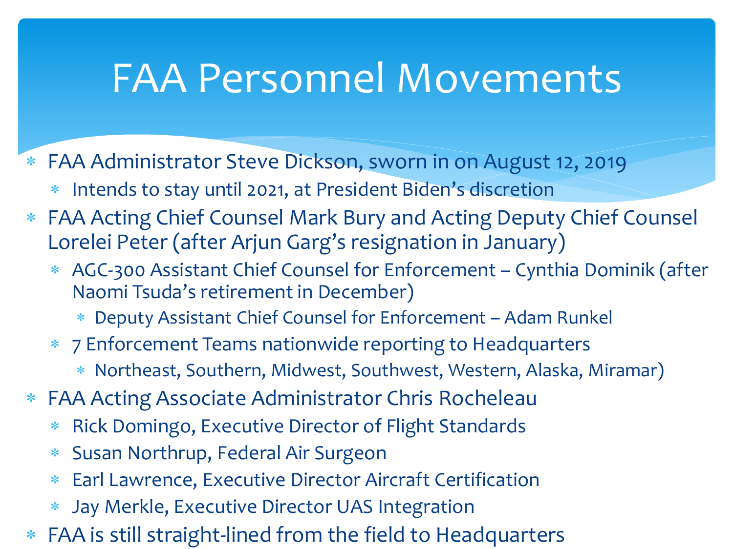# FAA Personnel Movements

- FAA Administrator Steve Dickson, sworn in on August 12, 2019
  - Intends to stay until 2021, at President Biden's discretion
- FAA Acting Chief Counsel Mark Bury and Acting Deputy Chief Counsel Lorelei Peter (after Arjun Garg's resignation in January)
  - AGC-300 Assistant Chief Counsel for Enforcement – Cynthia Dominik (after Naomi Tsuda's retirement in December)
    - Deputy Assistant Chief Counsel for Enforcement – Adam Runkel
  - 7 Enforcement Teams nationwide reporting to Headquarters
    - Northeast, Southern, Midwest, Southwest, Western, Alaska, Miramar)
- FAA Acting Associate Administrator Chris Rocheleau
  - Rick Domingo, Executive Director of Flight Standards
  - Susan Northrup, Federal Air Surgeon
  - Earl Lawrence, Executive Director Aircraft Certification
  - Jay Merkle, Executive Director UAS Integration
- FAA is still straight-lined from the field to Headquarters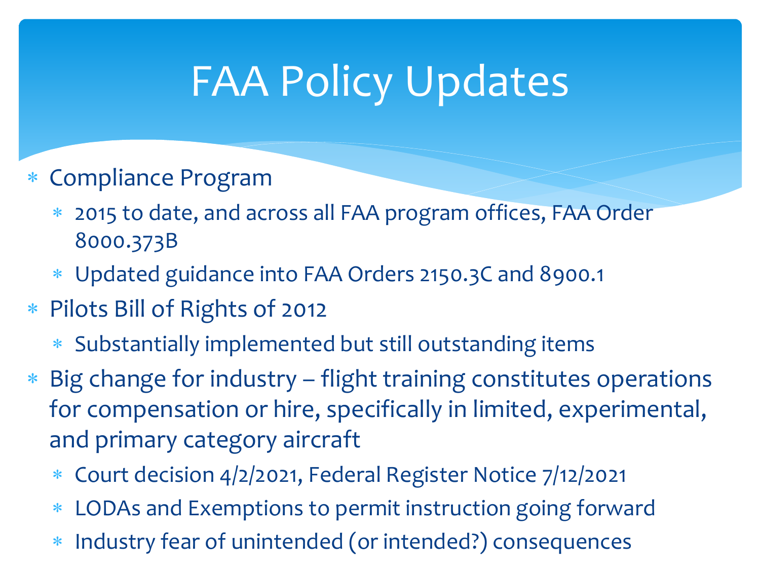# FAA Policy Updates

- Compliance Program
  - 2015 to date, and across all FAA program offices, FAA Order 8000.373B
  - Updated guidance into FAA Orders 2150.3C and 8900.1
- Pilots Bill of Rights of 2012
  - Substantially implemented but still outstanding items
- Big change for industry – flight training constitutes operations for compensation or hire, specifically in limited, experimental, and primary category aircraft
  - Court decision 4/2/2021, Federal Register Notice 7/12/2021
  - LODAs and Exemptions to permit instruction going forward
  - Industry fear of unintended (or intended?) consequences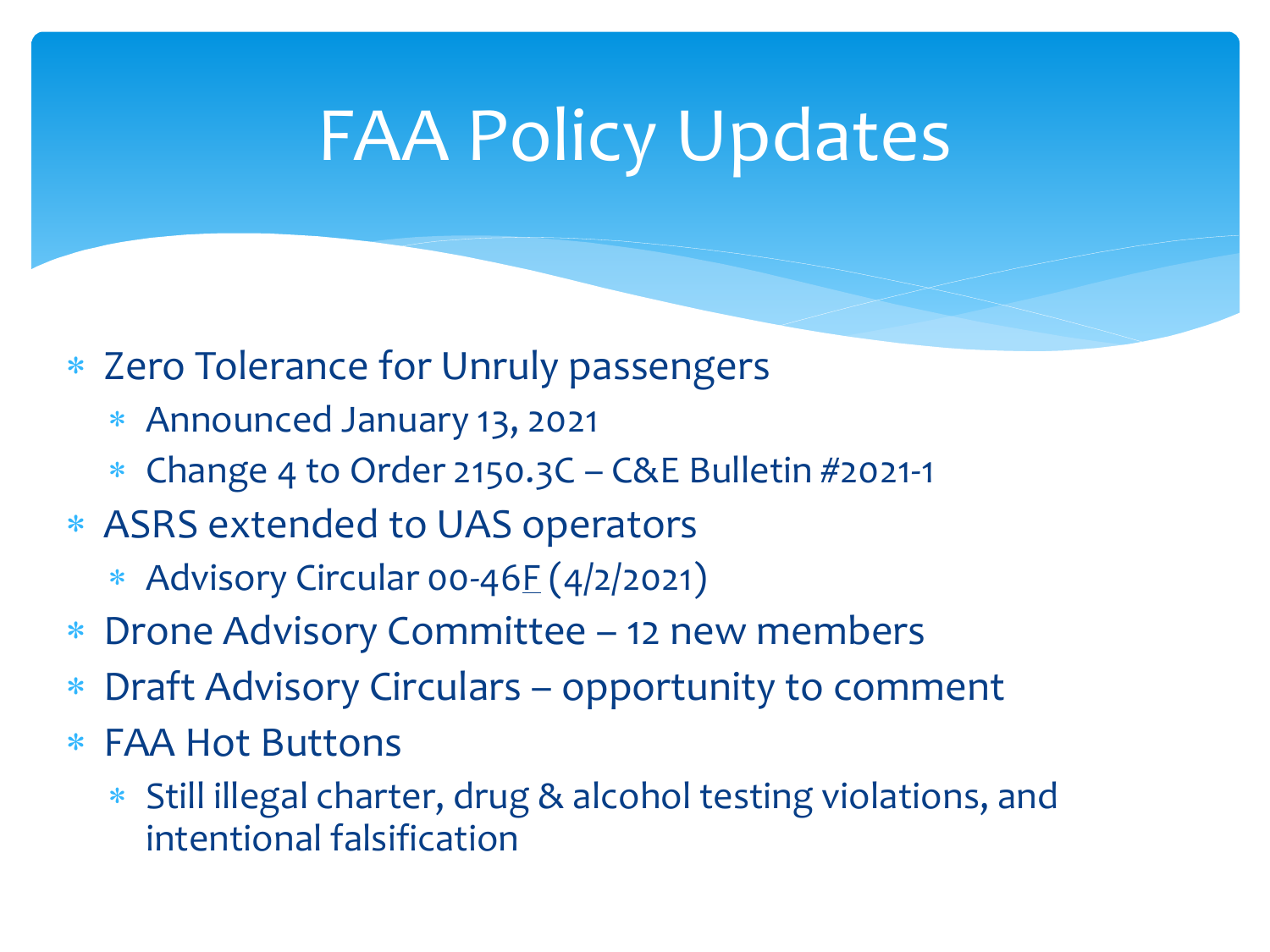# FAA Policy Updates

- Zero Tolerance for Unruly passengers
  - Announced January 13, 2021
  - Change 4 to Order 2150.3C – C&E Bulletin #2021-1
- ASRS extended to UAS operators
  - Advisory Circular 00-46F (4/2/2021)
- Drone Advisory Committee – 12 new members
- Draft Advisory Circulars – opportunity to comment
- FAA Hot Buttons
  - Still illegal charter, drug & alcohol testing violations, and intentional falsification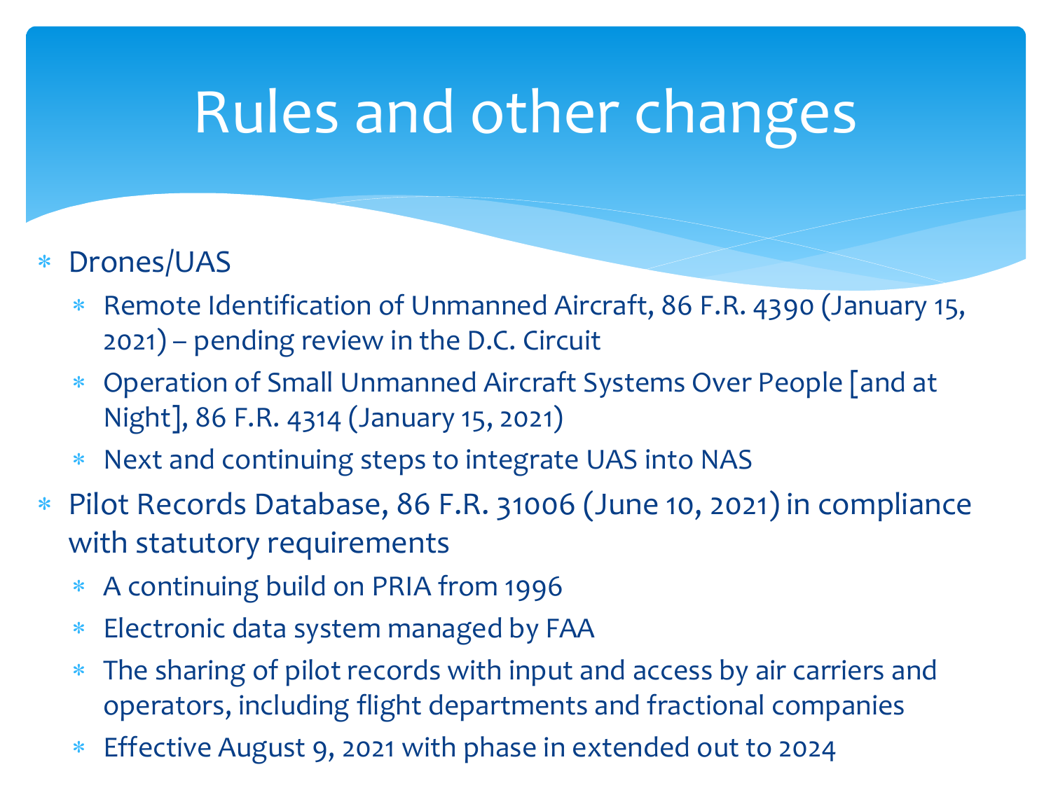# Rules and other changes

- Drones/UAS
  - Remote Identification of Unmanned Aircraft, 86 F.R. 4390 (January 15, 2021) – pending review in the D.C. Circuit
  - Operation of Small Unmanned Aircraft Systems Over People [and at Night], 86 F.R. 4314 (January 15, 2021)
  - Next and continuing steps to integrate UAS into NAS
- Pilot Records Database, 86 F.R. 31006 (June 10, 2021) in compliance with statutory requirements
  - A continuing build on PRIA from 1996
  - Electronic data system managed by FAA
  - The sharing of pilot records with input and access by air carriers and operators, including flight departments and fractional companies
  - Effective August 9, 2021 with phase in extended out to 2024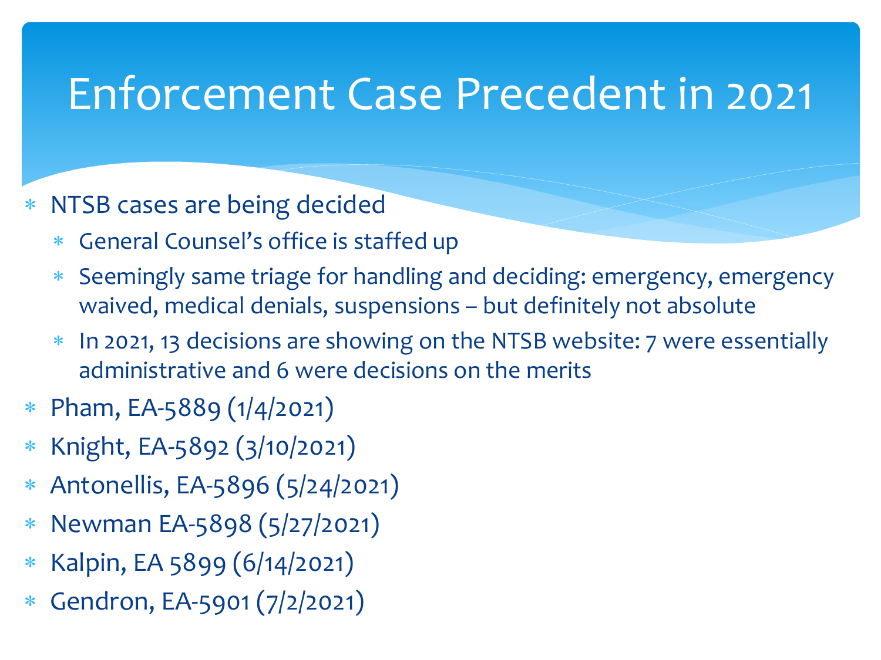# Enforcement Case Precedent in 2021

- NTSB cases are being decided
  - General Counsel's office is staffed up
  - Seemingly same triage for handling and deciding: emergency, emergency waived, medical denials, suspensions – but definitely not absolute
  - In 2021, 13 decisions are showing on the NTSB website: 7 were essentially administrative and 6 were decisions on the merits
- Pham, EA-5889 (1/4/2021)
- Knight, EA-5892 (3/10/2021)
- Antonellis, EA-5896 (5/24/2021)
- Newman EA-5898 (5/27/2021)
- Kalpin, EA 5899 (6/14/2021)
- Gendron, EA-5901 (7/2/2021)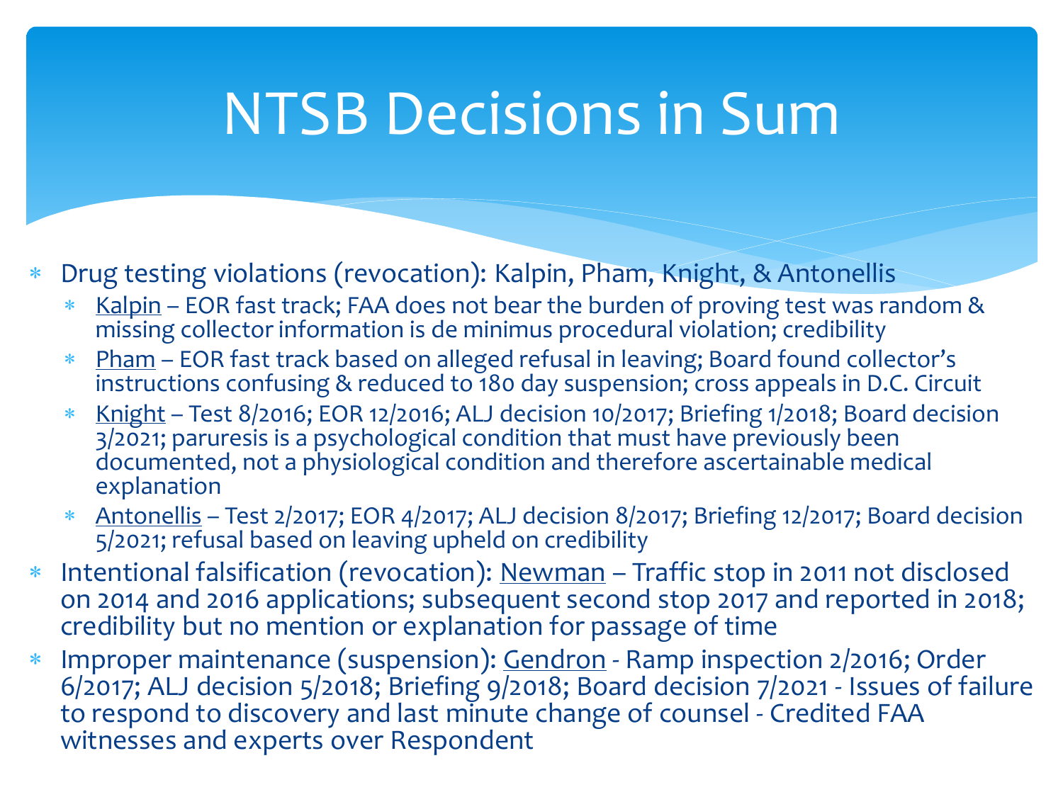# NTSB Decisions in Sum

- Drug testing violations (revocation): Kalpin, Pham, Knight, & Antonellis
  - Kalpin – EOR fast track; FAA does not bear the burden of proving test was random & missing collector information is de minimus procedural violation; credibility
  - Pham – EOR fast track based on alleged refusal in leaving; Board found collector's instructions confusing & reduced to 180 day suspension; cross appeals in D.C. Circuit
  - Knight – Test 8/2016; EOR 12/2016; ALJ decision 10/2017; Briefing 1/2018; Board decision 3/2021; paruresis is a psychological condition that must have previously been documented, not a physiological condition and therefore ascertainable medical explanation
  - Antonellis – Test 2/2017; EOR 4/2017; ALJ decision 8/2017; Briefing 12/2017; Board decision 5/2021; refusal based on leaving upheld on credibility
- Intentional falsification (revocation): Newman – Traffic stop in 2011 not disclosed on 2014 and 2016 applications; subsequent second stop 2017 and reported in 2018; credibility but no mention or explanation for passage of time
- Improper maintenance (suspension): Gendron - Ramp inspection 2/2016; Order 6/2017; ALJ decision 5/2018; Briefing 9/2018; Board decision 7/2021 - Issues of failure to respond to discovery and last minute change of counsel - Credited FAA witnesses and experts over Respondent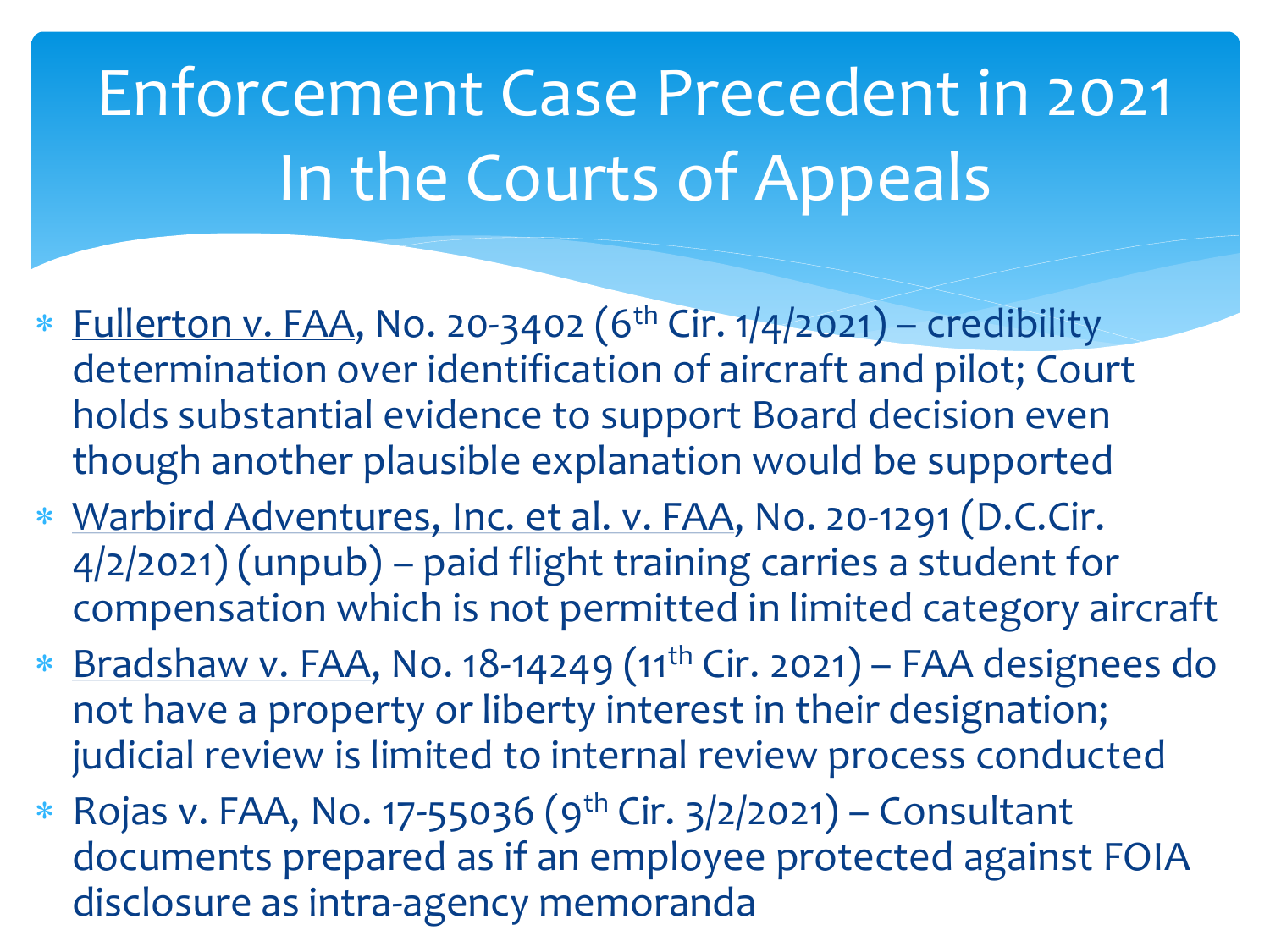# Enforcement Case Precedent in 2021 In the Courts of Appeals

* Fullerton v. FAA, No. 20-3402 (6th Cir. 1/4/2021) – credibility determination over identification of aircraft and pilot; Court holds substantial evidence to support Board decision even though another plausible explanation would be supported
* Warbird Adventures, Inc. et al. v. FAA, No. 20-1291 (D.C.Cir. 4/2/2021) (unpub) – paid flight training carries a student for compensation which is not permitted in limited category aircraft
* Bradshaw v. FAA, No. 18-14249 (11th Cir. 2021) – FAA designees do not have a property or liberty interest in their designation; judicial review is limited to internal review process conducted
* Rojas v. FAA, No. 17-55036 (9th Cir. 3/2/2021) – Consultant documents prepared as if an employee protected against FOIA disclosure as intra-agency memoranda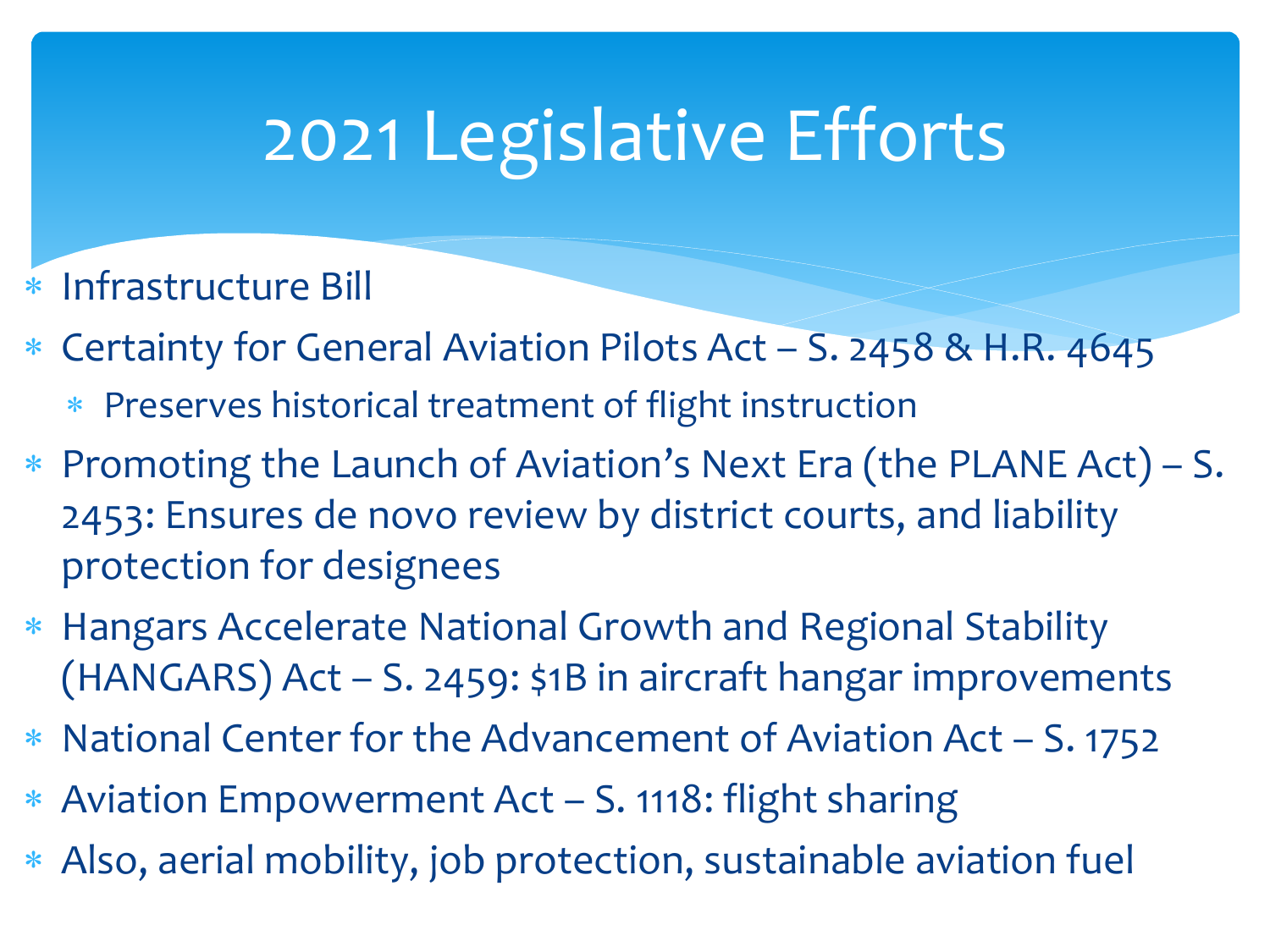# 2021 Legislative Efforts

- Infrastructure Bill
- Certainty for General Aviation Pilots Act – S. 2458 & H.R. 4645
  - Preserves historical treatment of flight instruction
- Promoting the Launch of Aviation's Next Era (the PLANE Act) – S. 2453: Ensures de novo review by district courts, and liability protection for designees
- Hangars Accelerate National Growth and Regional Stability (HANGARS) Act – S. 2459: $1B in aircraft hangar improvements
- National Center for the Advancement of Aviation Act – S. 1752
- Aviation Empowerment Act – S. 1118: flight sharing
- Also, aerial mobility, job protection, sustainable aviation fuel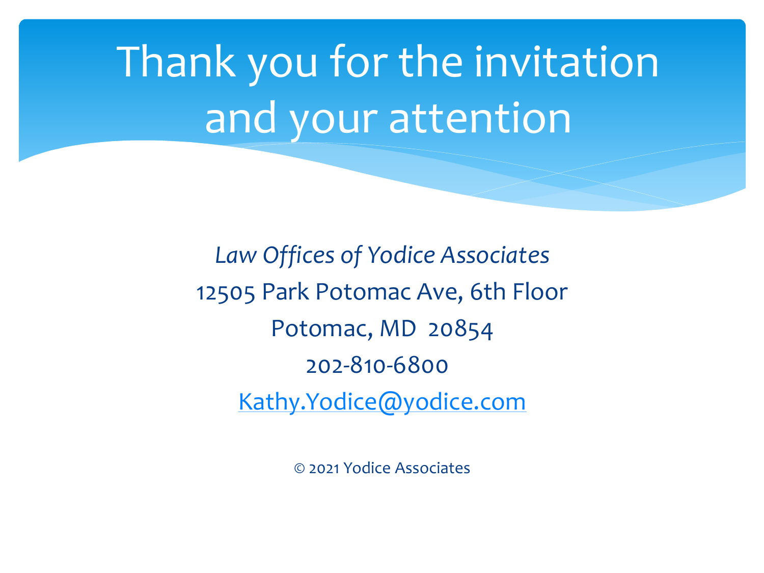# Thank you for the invitation and your attention

*Law Offices of Yodice Associates*

12505 Park Potomac Ave, 6th Floor

Potomac, MD 20854

202-810-6800

Kathy.Yodice@yodice.com

© 2021 Yodice Associates